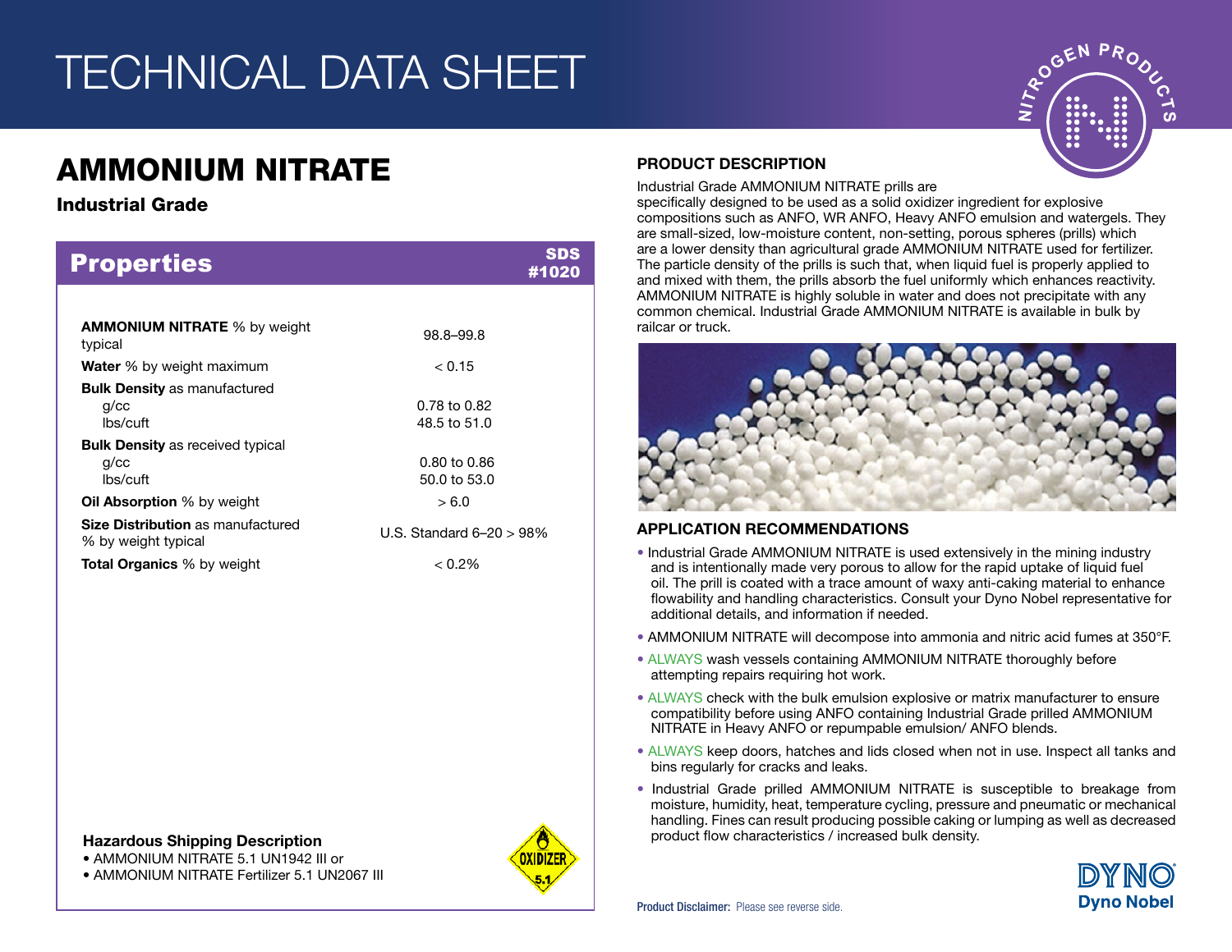# TECHNICAL DATA SHEET

## AMMONIUM NITRATE

### Industrial Grade

## Properties

SDS #1020

| Property | Value |
|---|---|
| **AMMONIUM NITRATE** % by weight typical | 98.8–99.8 |
| **Water** % by weight maximum | < 0.15 |
| **Bulk Density** as manufactured | |
| g/cc | 0.78 to 0.82 |
| lbs/cuft | 48.5 to 51.0 |
| **Bulk Density** as received typical | |
| g/cc | 0.80 to 0.86 |
| lbs/cuft | 50.0 to 53.0 |
| **Oil Absorption** % by weight | > 6.0 |
| **Size Distribution** as manufactured % by weight typical | U.S. Standard 6–20 > 98% |
| **Total Organics** % by weight | < 0.2% |

**Hazardous Shipping Description**

- AMMONIUM NITRATE 5.1 UN1942 III or
- AMMONIUM NITRATE Fertilizer 5.1 UN2067 III

OXIDIZER 5.1

## PRODUCT DESCRIPTION

Industrial Grade AMMONIUM NITRATE prills are specifically designed to be used as a solid oxidizer ingredient for explosive compositions such as ANFO, WR ANFO, Heavy ANFO emulsion and watergels. They are small-sized, low-moisture content, non-setting, porous spheres (prills) which are a lower density than agricultural grade AMMONIUM NITRATE used for fertilizer. The particle density of the prills is such that, when liquid fuel is properly applied to and mixed with them, the prills absorb the fuel uniformly which enhances reactivity. AMMONIUM NITRATE is highly soluble in water and does not precipitate with any common chemical. Industrial Grade AMMONIUM NITRATE is available in bulk by railcar or truck.

## APPLICATION RECOMMENDATIONS

- Industrial Grade AMMONIUM NITRATE is used extensively in the mining industry and is intentionally made very porous to allow for the rapid uptake of liquid fuel oil. The prill is coated with a trace amount of waxy anti-caking material to enhance flowability and handling characteristics. Consult your Dyno Nobel representative for additional details, and information if needed.
- AMMONIUM NITRATE will decompose into ammonia and nitric acid fumes at 350°F.
- ALWAYS wash vessels containing AMMONIUM NITRATE thoroughly before attempting repairs requiring hot work.
- ALWAYS check with the bulk emulsion explosive or matrix manufacturer to ensure compatibility before using ANFO containing Industrial Grade prilled AMMONIUM NITRATE in Heavy ANFO or repumpable emulsion/ ANFO blends.
- ALWAYS keep doors, hatches and lids closed when not in use. Inspect all tanks and bins regularly for cracks and leaks.
- Industrial Grade prilled AMMONIUM NITRATE is susceptible to breakage from moisture, humidity, heat, temperature cycling, pressure and pneumatic or mechanical handling. Fines can result producing possible caking or lumping as well as decreased product flow characteristics / increased bulk density.

**Product Disclaimer:** Please see reverse side.

DYNO Dyno Nobel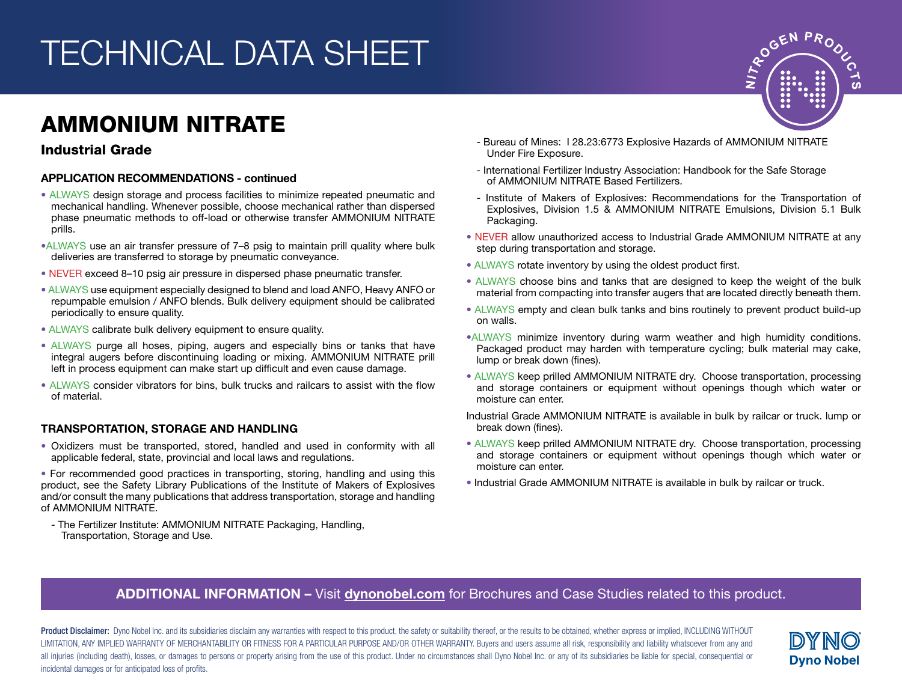# TECHNICAL DATA SHEET

## AMMONIUM NITRATE

### Industrial Grade

#### APPLICATION RECOMMENDATIONS - continued

- ALWAYS design storage and process facilities to minimize repeated pneumatic and mechanical handling. Whenever possible, choose mechanical rather than dispersed phase pneumatic methods to off-load or otherwise transfer AMMONIUM NITRATE prills.
- ALWAYS use an air transfer pressure of 7–8 psig to maintain prill quality where bulk deliveries are transferred to storage by pneumatic conveyance.
- NEVER exceed 8–10 psig air pressure in dispersed phase pneumatic transfer.
- ALWAYS use equipment especially designed to blend and load ANFO, Heavy ANFO or repumpable emulsion / ANFO blends. Bulk delivery equipment should be calibrated periodically to ensure quality.
- ALWAYS calibrate bulk delivery equipment to ensure quality.
- ALWAYS purge all hoses, piping, augers and especially bins or tanks that have integral augers before discontinuing loading or mixing. AMMONIUM NITRATE prill left in process equipment can make start up difficult and even cause damage.
- ALWAYS consider vibrators for bins, bulk trucks and railcars to assist with the flow of material.

#### TRANSPORTATION, STORAGE AND HANDLING

- Oxidizers must be transported, stored, handled and used in conformity with all applicable federal, state, provincial and local laws and regulations.
- For recommended good practices in transporting, storing, handling and using this product, see the Safety Library Publications of the Institute of Makers of Explosives and/or consult the many publications that address transportation, storage and handling of AMMONIUM NITRATE.
  - The Fertilizer Institute: AMMONIUM NITRATE Packaging, Handling, Transportation, Storage and Use.
  - Bureau of Mines: I 28.23:6773 Explosive Hazards of AMMONIUM NITRATE Under Fire Exposure.
  - International Fertilizer Industry Association: Handbook for the Safe Storage of AMMONIUM NITRATE Based Fertilizers.
  - Institute of Makers of Explosives: Recommendations for the Transportation of Explosives, Division 1.5 & AMMONIUM NITRATE Emulsions, Division 5.1 Bulk Packaging.
- NEVER allow unauthorized access to Industrial Grade AMMONIUM NITRATE at any step during transportation and storage.
- ALWAYS rotate inventory by using the oldest product first.
- ALWAYS choose bins and tanks that are designed to keep the weight of the bulk material from compacting into transfer augers that are located directly beneath them.
- ALWAYS empty and clean bulk tanks and bins routinely to prevent product build-up on walls.
- ALWAYS minimize inventory during warm weather and high humidity conditions. Packaged product may harden with temperature cycling; bulk material may cake, lump or break down (fines).
- ALWAYS keep prilled AMMONIUM NITRATE dry. Choose transportation, processing and storage containers or equipment without openings though which water or moisture can enter.

Industrial Grade AMMONIUM NITRATE is available in bulk by railcar or truck. lump or break down (fines).

- ALWAYS keep prilled AMMONIUM NITRATE dry. Choose transportation, processing and storage containers or equipment without openings though which water or moisture can enter.
- Industrial Grade AMMONIUM NITRATE is available in bulk by railcar or truck.

**ADDITIONAL INFORMATION –** Visit **dynonobel.com** for Brochures and Case Studies related to this product.

**Product Disclaimer:** Dyno Nobel Inc. and its subsidiaries disclaim any warranties with respect to this product, the safety or suitability thereof, or the results to be obtained, whether express or implied, INCLUDING WITHOUT LIMITATION, ANY IMPLIED WARRANTY OF MERCHANTABILITY OR FITNESS FOR A PARTICULAR PURPOSE AND/OR OTHER WARRANTY. Buyers and users assume all risk, responsibility and liability whatsoever from any and all injuries (including death), losses, or damages to persons or property arising from the use of this product. Under no circumstances shall Dyno Nobel Inc. or any of its subsidiaries be liable for special, consequential or incidental damages or for anticipated loss of profits.